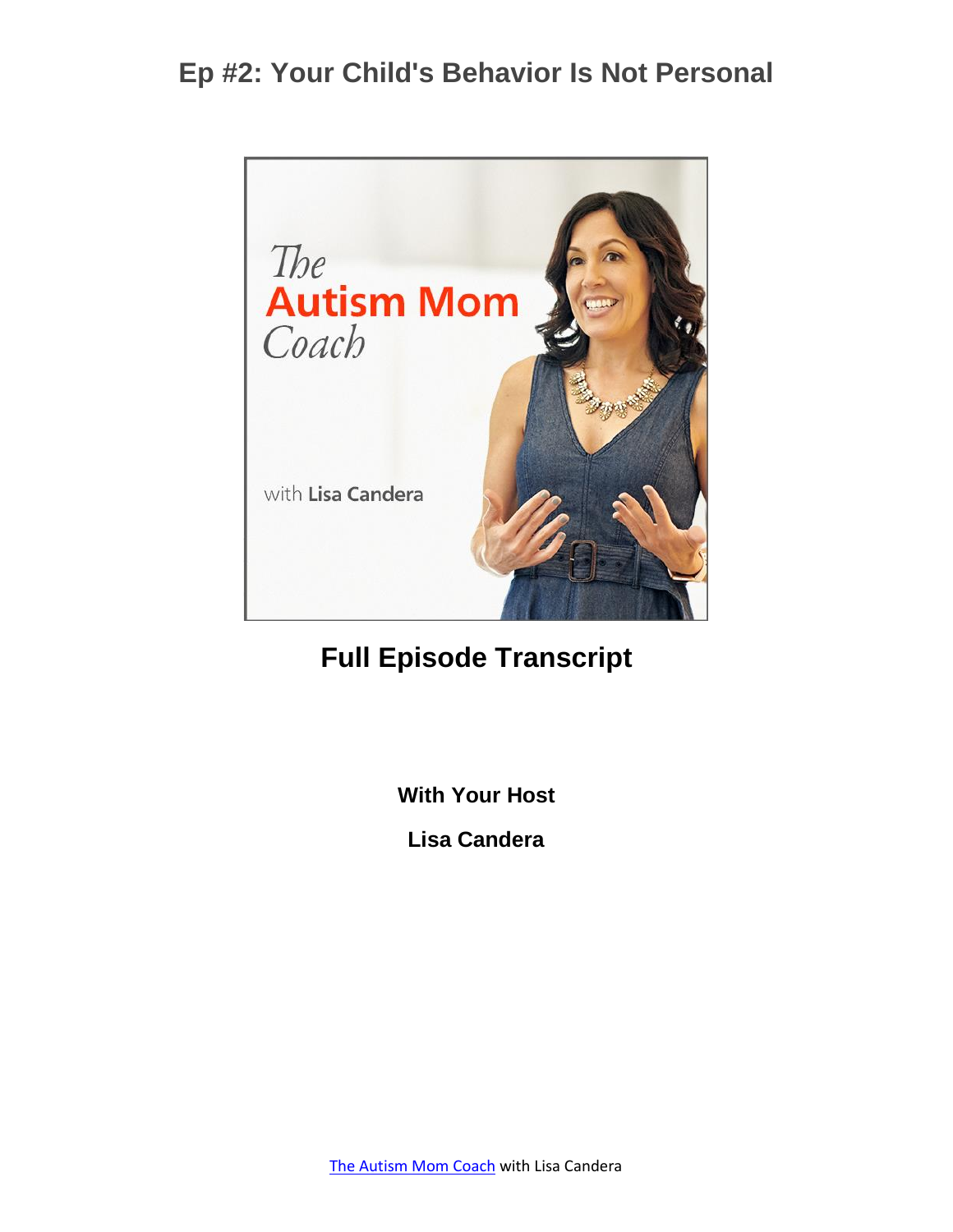# Ep #2: Your Child's Behavior Is Not Personal

The Autism Mom Coach

with Lisa Candera

## Full Episode Transcript

**With Your Host**

**Lisa Candera**

[The Autism Mom Coach](#) with Lisa Candera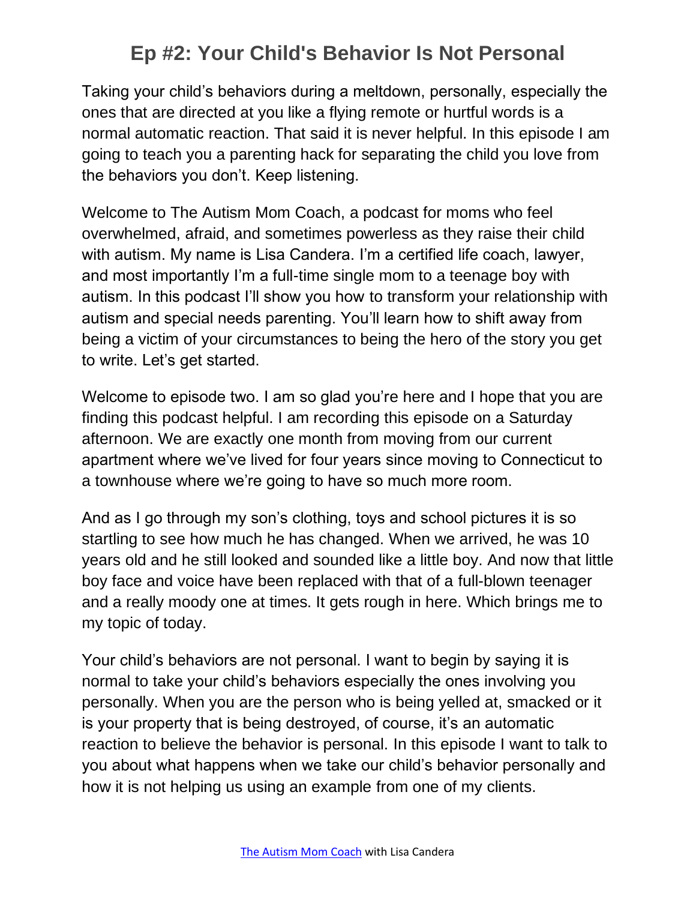# Ep #2: Your Child's Behavior Is Not Personal

Taking your child's behaviors during a meltdown, personally, especially the ones that are directed at you like a flying remote or hurtful words is a normal automatic reaction. That said it is never helpful. In this episode I am going to teach you a parenting hack for separating the child you love from the behaviors you don't. Keep listening.

Welcome to The Autism Mom Coach, a podcast for moms who feel overwhelmed, afraid, and sometimes powerless as they raise their child with autism. My name is Lisa Candera. I'm a certified life coach, lawyer, and most importantly I'm a full-time single mom to a teenage boy with autism. In this podcast I'll show you how to transform your relationship with autism and special needs parenting. You'll learn how to shift away from being a victim of your circumstances to being the hero of the story you get to write. Let's get started.

Welcome to episode two. I am so glad you're here and I hope that you are finding this podcast helpful. I am recording this episode on a Saturday afternoon. We are exactly one month from moving from our current apartment where we've lived for four years since moving to Connecticut to a townhouse where we're going to have so much more room.

And as I go through my son's clothing, toys and school pictures it is so startling to see how much he has changed. When we arrived, he was 10 years old and he still looked and sounded like a little boy. And now that little boy face and voice have been replaced with that of a full-blown teenager and a really moody one at times. It gets rough in here. Which brings me to my topic of today.

Your child's behaviors are not personal. I want to begin by saying it is normal to take your child's behaviors especially the ones involving you personally. When you are the person who is being yelled at, smacked or it is your property that is being destroyed, of course, it's an automatic reaction to believe the behavior is personal. In this episode I want to talk to you about what happens when we take our child's behavior personally and how it is not helping us using an example from one of my clients.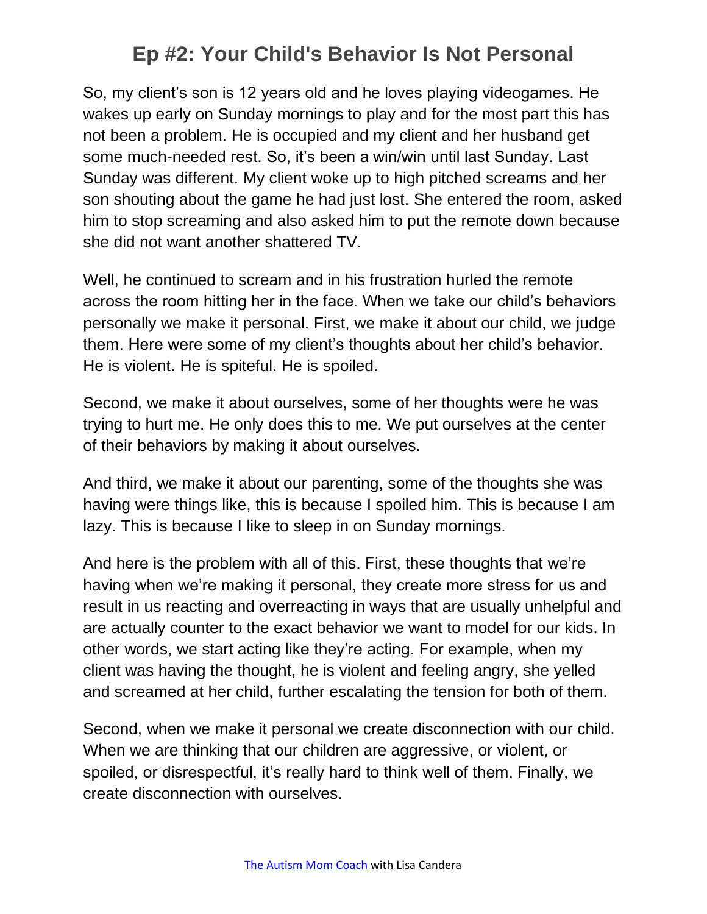# Ep #2: Your Child's Behavior Is Not Personal

So, my client's son is 12 years old and he loves playing videogames. He wakes up early on Sunday mornings to play and for the most part this has not been a problem. He is occupied and my client and her husband get some much-needed rest. So, it's been a win/win until last Sunday. Last Sunday was different. My client woke up to high pitched screams and her son shouting about the game he had just lost. She entered the room, asked him to stop screaming and also asked him to put the remote down because she did not want another shattered TV.

Well, he continued to scream and in his frustration hurled the remote across the room hitting her in the face. When we take our child's behaviors personally we make it personal. First, we make it about our child, we judge them. Here were some of my client's thoughts about her child's behavior. He is violent. He is spiteful. He is spoiled.

Second, we make it about ourselves, some of her thoughts were he was trying to hurt me. He only does this to me. We put ourselves at the center of their behaviors by making it about ourselves.

And third, we make it about our parenting, some of the thoughts she was having were things like, this is because I spoiled him. This is because I am lazy. This is because I like to sleep in on Sunday mornings.

And here is the problem with all of this. First, these thoughts that we're having when we're making it personal, they create more stress for us and result in us reacting and overreacting in ways that are usually unhelpful and are actually counter to the exact behavior we want to model for our kids. In other words, we start acting like they're acting. For example, when my client was having the thought, he is violent and feeling angry, she yelled and screamed at her child, further escalating the tension for both of them.

Second, when we make it personal we create disconnection with our child. When we are thinking that our children are aggressive, or violent, or spoiled, or disrespectful, it's really hard to think well of them. Finally, we create disconnection with ourselves.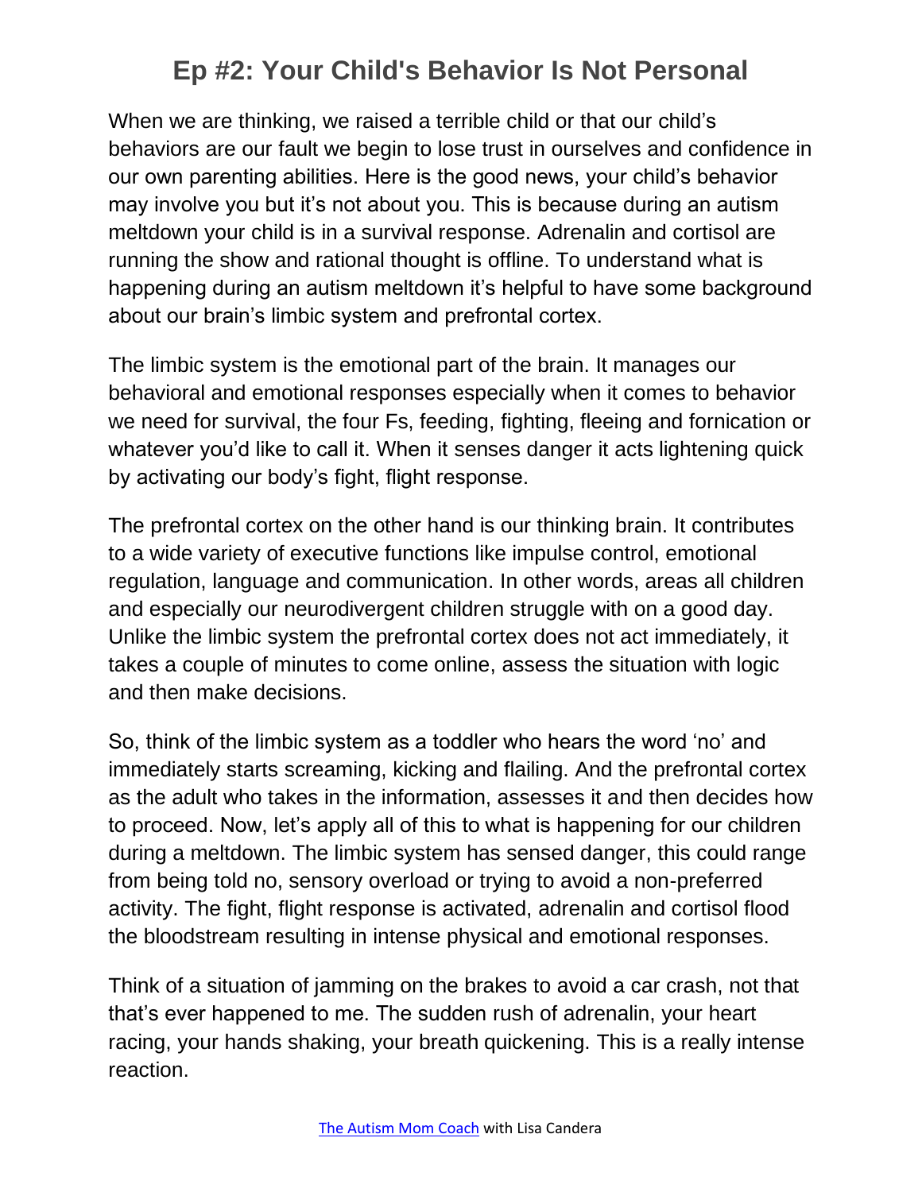When we are thinking, we raised a terrible child or that our child's behaviors are our fault we begin to lose trust in ourselves and confidence in our own parenting abilities. Here is the good news, your child's behavior may involve you but it's not about you. This is because during an autism meltdown your child is in a survival response. Adrenalin and cortisol are running the show and rational thought is offline. To understand what is happening during an autism meltdown it's helpful to have some background about our brain's limbic system and prefrontal cortex.

The limbic system is the emotional part of the brain. It manages our behavioral and emotional responses especially when it comes to behavior we need for survival, the four Fs, feeding, fighting, fleeing and fornication or whatever you'd like to call it. When it senses danger it acts lightening quick by activating our body's fight, flight response.

The prefrontal cortex on the other hand is our thinking brain. It contributes to a wide variety of executive functions like impulse control, emotional regulation, language and communication. In other words, areas all children and especially our neurodivergent children struggle with on a good day. Unlike the limbic system the prefrontal cortex does not act immediately, it takes a couple of minutes to come online, assess the situation with logic and then make decisions.

So, think of the limbic system as a toddler who hears the word 'no' and immediately starts screaming, kicking and flailing. And the prefrontal cortex as the adult who takes in the information, assesses it and then decides how to proceed. Now, let's apply all of this to what is happening for our children during a meltdown. The limbic system has sensed danger, this could range from being told no, sensory overload or trying to avoid a non-preferred activity. The fight, flight response is activated, adrenalin and cortisol flood the bloodstream resulting in intense physical and emotional responses.

Think of a situation of jamming on the brakes to avoid a car crash, not that that's ever happened to me. The sudden rush of adrenalin, your heart racing, your hands shaking, your breath quickening. This is a really intense reaction.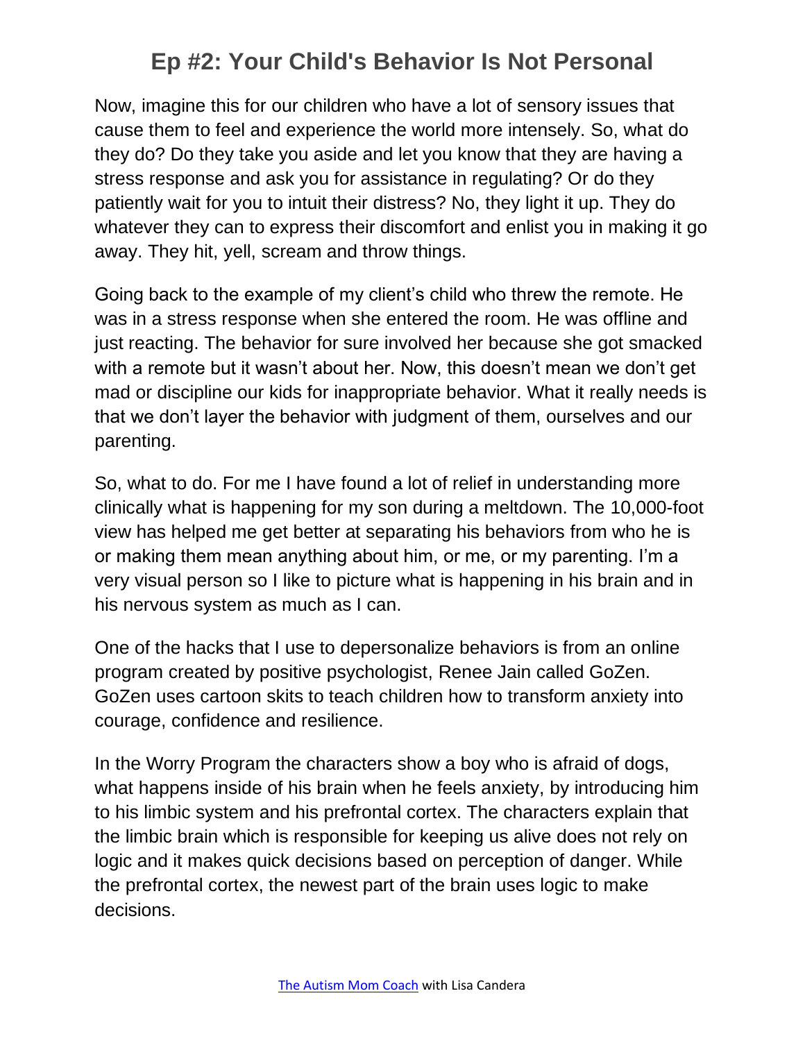Now, imagine this for our children who have a lot of sensory issues that cause them to feel and experience the world more intensely. So, what do they do? Do they take you aside and let you know that they are having a stress response and ask you for assistance in regulating? Or do they patiently wait for you to intuit their distress? No, they light it up. They do whatever they can to express their discomfort and enlist you in making it go away. They hit, yell, scream and throw things.

Going back to the example of my client's child who threw the remote. He was in a stress response when she entered the room. He was offline and just reacting. The behavior for sure involved her because she got smacked with a remote but it wasn't about her. Now, this doesn't mean we don't get mad or discipline our kids for inappropriate behavior. What it really needs is that we don't layer the behavior with judgment of them, ourselves and our parenting.

So, what to do. For me I have found a lot of relief in understanding more clinically what is happening for my son during a meltdown. The 10,000-foot view has helped me get better at separating his behaviors from who he is or making them mean anything about him, or me, or my parenting. I'm a very visual person so I like to picture what is happening in his brain and in his nervous system as much as I can.

One of the hacks that I use to depersonalize behaviors is from an online program created by positive psychologist, Renee Jain called GoZen. GoZen uses cartoon skits to teach children how to transform anxiety into courage, confidence and resilience.

In the Worry Program the characters show a boy who is afraid of dogs, what happens inside of his brain when he feels anxiety, by introducing him to his limbic system and his prefrontal cortex. The characters explain that the limbic brain which is responsible for keeping us alive does not rely on logic and it makes quick decisions based on perception of danger. While the prefrontal cortex, the newest part of the brain uses logic to make decisions.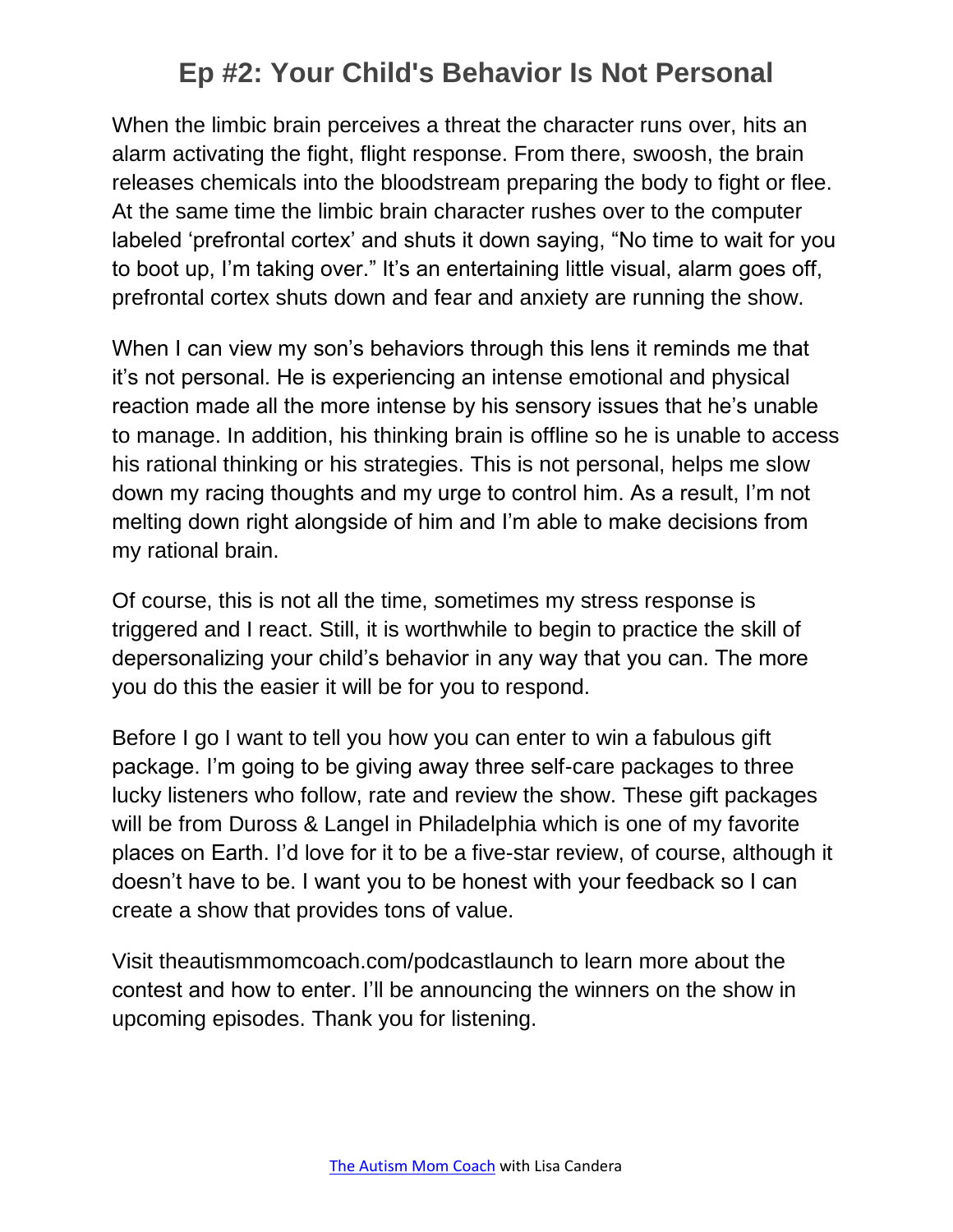When the limbic brain perceives a threat the character runs over, hits an alarm activating the fight, flight response. From there, swoosh, the brain releases chemicals into the bloodstream preparing the body to fight or flee. At the same time the limbic brain character rushes over to the computer labeled 'prefrontal cortex' and shuts it down saying, "No time to wait for you to boot up, I'm taking over." It's an entertaining little visual, alarm goes off, prefrontal cortex shuts down and fear and anxiety are running the show.

When I can view my son's behaviors through this lens it reminds me that it's not personal. He is experiencing an intense emotional and physical reaction made all the more intense by his sensory issues that he's unable to manage. In addition, his thinking brain is offline so he is unable to access his rational thinking or his strategies. This is not personal, helps me slow down my racing thoughts and my urge to control him. As a result, I'm not melting down right alongside of him and I'm able to make decisions from my rational brain.

Of course, this is not all the time, sometimes my stress response is triggered and I react. Still, it is worthwhile to begin to practice the skill of depersonalizing your child's behavior in any way that you can. The more you do this the easier it will be for you to respond.

Before I go I want to tell you how you can enter to win a fabulous gift package. I'm going to be giving away three self-care packages to three lucky listeners who follow, rate and review the show. These gift packages will be from Duross & Langel in Philadelphia which is one of my favorite places on Earth. I'd love for it to be a five-star review, of course, although it doesn't have to be. I want you to be honest with your feedback so I can create a show that provides tons of value.

Visit theautismmomcoach.com/podcastlaunch to learn more about the contest and how to enter. I'll be announcing the winners on the show in upcoming episodes. Thank you for listening.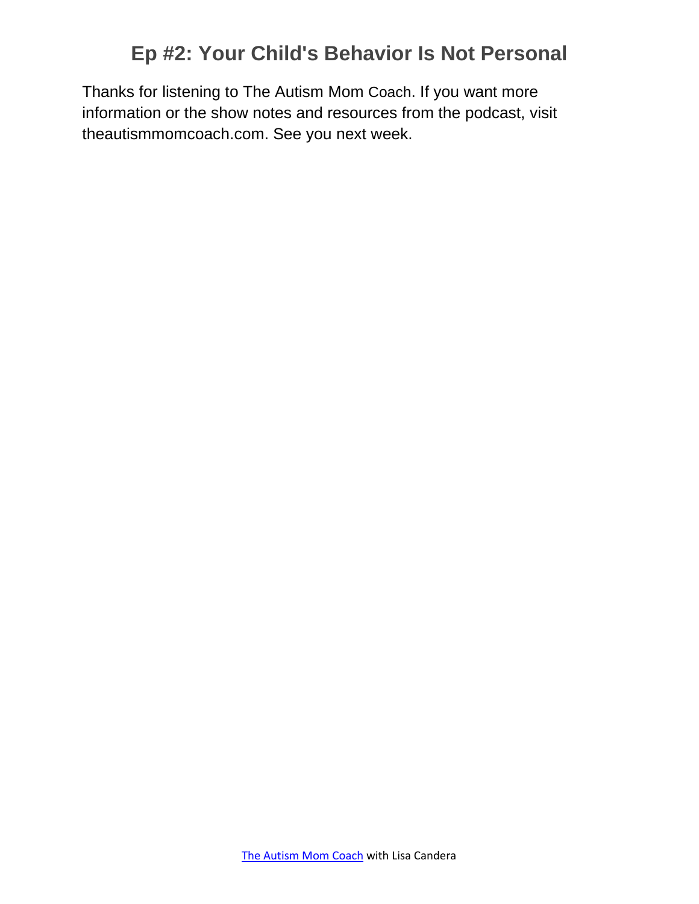Thanks for listening to The Autism Mom Coach. If you want more information or the show notes and resources from the podcast, visit theautismmomcoach.com. See you next week.